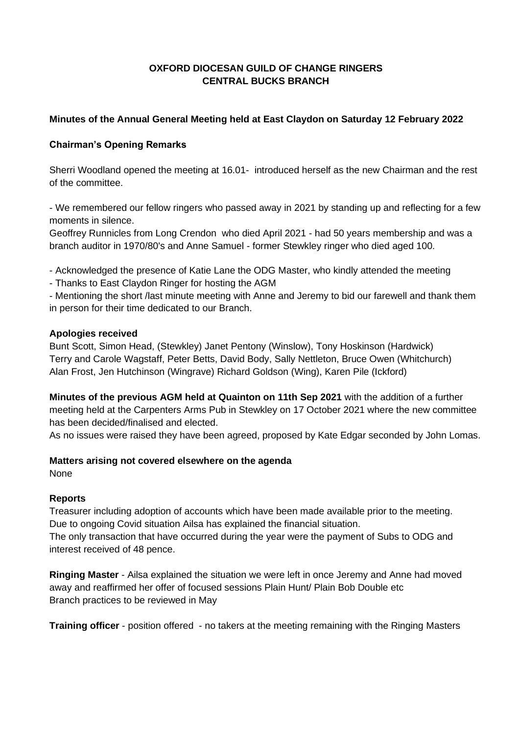**OXFORD DIOCESAN GUILD OF CHANGE RINGERS**
**CENTRAL BUCKS BRANCH**

**Minutes of the Annual General Meeting held at East Claydon on Saturday 12 February 2022**

**Chairman's Opening Remarks**

Sherri Woodland opened the meeting at 16.01- introduced herself as the new Chairman and the rest of the committee.

- We remembered our fellow ringers who passed away in 2021 by standing up and reflecting for a few moments in silence.

Geoffrey Runnicles from Long Crendon who died April 2021 - had 50 years membership and was a branch auditor in 1970/80's and Anne Samuel - former Stewkley ringer who died aged 100.

- Acknowledged the presence of Katie Lane the ODG Master, who kindly attended the meeting
- Thanks to East Claydon Ringer for hosting the AGM
- Mentioning the short /last minute meeting with Anne and Jeremy to bid our farewell and thank them in person for their time dedicated to our Branch.

**Apologies received**

Bunt Scott, Simon Head, (Stewkley) Janet Pentony (Winslow), Tony Hoskinson (Hardwick) Terry and Carole Wagstaff, Peter Betts, David Body, Sally Nettleton, Bruce Owen (Whitchurch) Alan Frost, Jen Hutchinson (Wingrave) Richard Goldson (Wing), Karen Pile (Ickford)

**Minutes of the previous AGM held at Quainton on 11th Sep 2021** with the addition of a further meeting held at the Carpenters Arms Pub in Stewkley on 17 October 2021 where the new committee has been decided/finalised and elected.

As no issues were raised they have been agreed, proposed by Kate Edgar seconded by John Lomas.

**Matters arising not covered elsewhere on the agenda**

None

**Reports**

Treasurer including adoption of accounts which have been made available prior to the meeting. Due to ongoing Covid situation Ailsa has explained the financial situation.

The only transaction that have occurred during the year were the payment of Subs to ODG and interest received of 48 pence.

**Ringing Master** - Ailsa explained the situation we were left in once Jeremy and Anne had moved away and reaffirmed her offer of focused sessions Plain Hunt/ Plain Bob Double etc

Branch practices to be reviewed in May

**Training officer** - position offered - no takers at the meeting remaining with the Ringing Masters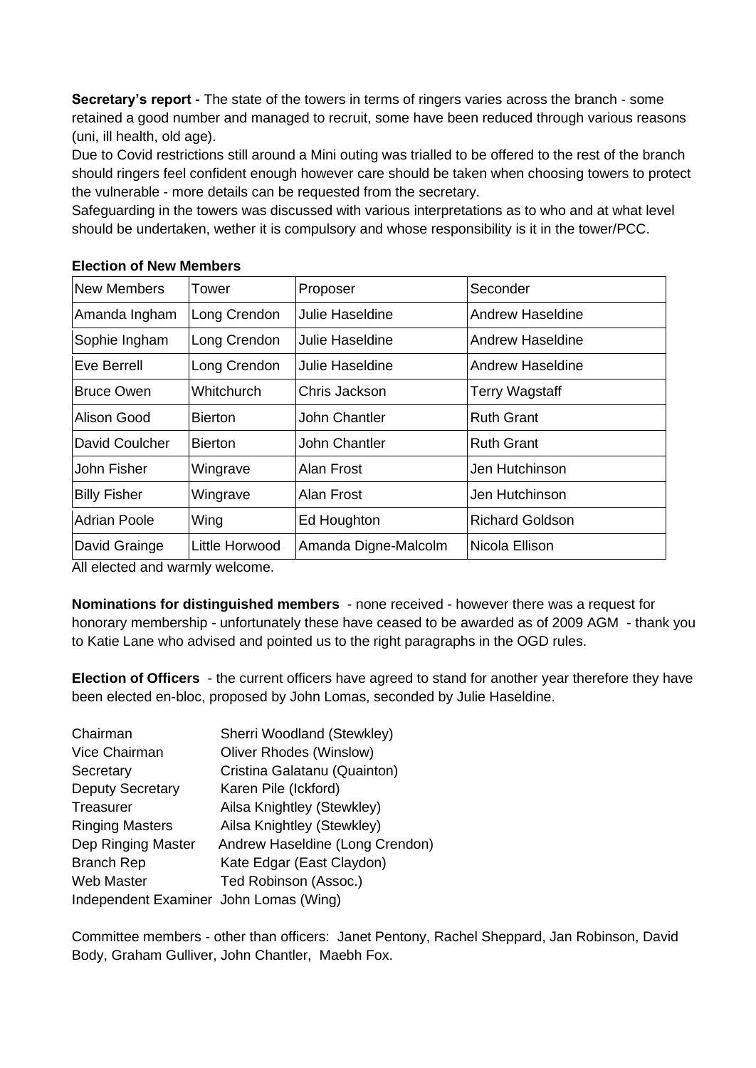**Secretary's report -** The state of the towers in terms of ringers varies across the branch - some retained a good number and managed to recruit, some have been reduced through various reasons (uni, ill health, old age).

Due to Covid restrictions still around a Mini outing was trialled to be offered to the rest of the branch should ringers feel confident enough however care should be taken when choosing towers to protect the vulnerable - more details can be requested from the secretary.

Safeguarding in the towers was discussed with various interpretations as to who and at what level should be undertaken, wether it is compulsory and whose responsibility is it in the tower/PCC.

**Election of New Members**

| New Members | Tower | Proposer | Seconder |
|---|---|---|---|
| Amanda Ingham | Long Crendon | Julie Haseldine | Andrew Haseldine |
| Sophie Ingham | Long Crendon | Julie Haseldine | Andrew Haseldine |
| Eve Berrell | Long Crendon | Julie Haseldine | Andrew Haseldine |
| Bruce Owen | Whitchurch | Chris Jackson | Terry Wagstaff |
| Alison Good | Bierton | John Chantler | Ruth Grant |
| David Coulcher | Bierton | John Chantler | Ruth Grant |
| John Fisher | Wingrave | Alan Frost | Jen Hutchinson |
| Billy Fisher | Wingrave | Alan Frost | Jen Hutchinson |
| Adrian Poole | Wing | Ed Houghton | Richard Goldson |
| David Grainge | Little Horwood | Amanda Digne-Malcolm | Nicola Ellison |

All elected and warmly welcome.

**Nominations for distinguished members** - none received - however there was a request for honorary membership - unfortunately these have ceased to be awarded as of 2009 AGM - thank you to Katie Lane who advised and pointed us to the right paragraphs in the OGD rules.

**Election of Officers** - the current officers have agreed to stand for another year therefore they have been elected en-bloc, proposed by John Lomas, seconded by Julie Haseldine.

Chairman Sherri Woodland (Stewkley)
Vice Chairman Oliver Rhodes (Winslow)
Secretary Cristina Galatanu (Quainton)
Deputy Secretary Karen Pile (Ickford)
Treasurer Ailsa Knightley (Stewkley)
Ringing Masters Ailsa Knightley (Stewkley)
Dep Ringing Master Andrew Haseldine (Long Crendon)
Branch Rep Kate Edgar (East Claydon)
Web Master Ted Robinson (Assoc.)
Independent Examiner John Lomas (Wing)

Committee members - other than officers: Janet Pentony, Rachel Sheppard, Jan Robinson, David Body, Graham Gulliver, John Chantler, Maebh Fox.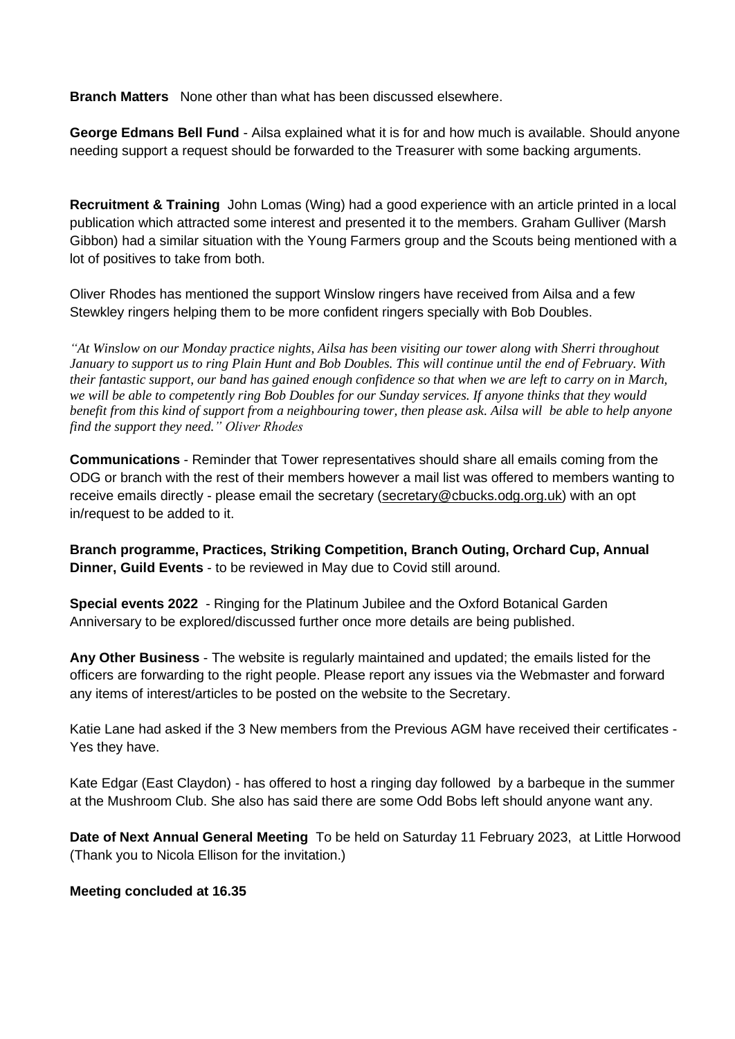**Branch Matters** None other than what has been discussed elsewhere.

**George Edmans Bell Fund** - Ailsa explained what it is for and how much is available. Should anyone needing support a request should be forwarded to the Treasurer with some backing arguments.

**Recruitment & Training** John Lomas (Wing) had a good experience with an article printed in a local publication which attracted some interest and presented it to the members. Graham Gulliver (Marsh Gibbon) had a similar situation with the Young Farmers group and the Scouts being mentioned with a lot of positives to take from both.

Oliver Rhodes has mentioned the support Winslow ringers have received from Ailsa and a few Stewkley ringers helping them to be more confident ringers specially with Bob Doubles.

*"At Winslow on our Monday practice nights, Ailsa has been visiting our tower along with Sherri throughout January to support us to ring Plain Hunt and Bob Doubles. This will continue until the end of February. With their fantastic support, our band has gained enough confidence so that when we are left to carry on in March, we will be able to competently ring Bob Doubles for our Sunday services. If anyone thinks that they would benefit from this kind of support from a neighbouring tower, then please ask. Ailsa will be able to help anyone find the support they need." Oliver Rhodes*

**Communications** - Reminder that Tower representatives should share all emails coming from the ODG or branch with the rest of their members however a mail list was offered to members wanting to receive emails directly - please email the secretary (secretary@cbucks.odg.org.uk) with an opt in/request to be added to it.

**Branch programme, Practices, Striking Competition, Branch Outing, Orchard Cup, Annual Dinner, Guild Events** - to be reviewed in May due to Covid still around.

**Special events 2022** - Ringing for the Platinum Jubilee and the Oxford Botanical Garden Anniversary to be explored/discussed further once more details are being published.

**Any Other Business** - The website is regularly maintained and updated; the emails listed for the officers are forwarding to the right people. Please report any issues via the Webmaster and forward any items of interest/articles to be posted on the website to the Secretary.

Katie Lane had asked if the 3 New members from the Previous AGM have received their certificates - Yes they have.

Kate Edgar (East Claydon) - has offered to host a ringing day followed by a barbeque in the summer at the Mushroom Club. She also has said there are some Odd Bobs left should anyone want any.

**Date of Next Annual General Meeting** To be held on Saturday 11 February 2023, at Little Horwood (Thank you to Nicola Ellison for the invitation.)

**Meeting concluded at 16.35**